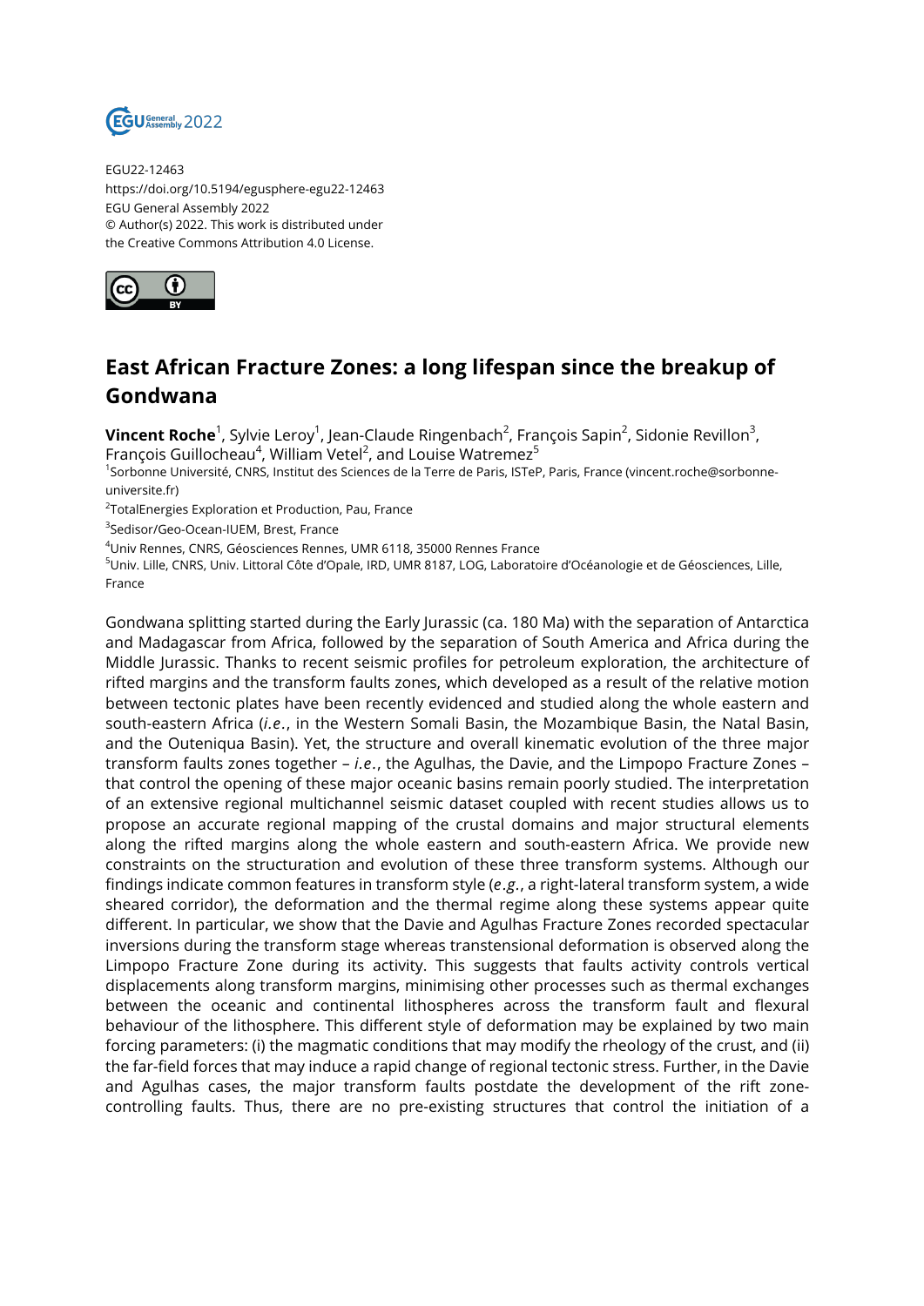EGU22-12463
https://doi.org/10.5194/egusphere-egu22-12463
EGU General Assembly 2022
© Author(s) 2022. This work is distributed under
the Creative Commons Attribution 4.0 License.

# East African Fracture Zones: a long lifespan since the breakup of Gondwana

**Vincent Roche**[1], Sylvie Leroy[1], Jean-Claude Ringenbach[2], François Sapin[2], Sidonie Revillon[3], François Guillocheau[4], William Vetel[2], and Louise Watremez[5]

[1]Sorbonne Université, CNRS, Institut des Sciences de la Terre de Paris, ISTeP, Paris, France (vincent.roche@sorbonne-universite.fr)
[2]TotalEnergies Exploration et Production, Pau, France
[3]Sedisor/Geo-Ocean-IUEM, Brest, France
[4]Univ Rennes, CNRS, Géosciences Rennes, UMR 6118, 35000 Rennes France
[5]Univ. Lille, CNRS, Univ. Littoral Côte d'Opale, IRD, UMR 8187, LOG, Laboratoire d'Océanologie et de Géosciences, Lille, France

Gondwana splitting started during the Early Jurassic (ca. 180 Ma) with the separation of Antarctica and Madagascar from Africa, followed by the separation of South America and Africa during the Middle Jurassic. Thanks to recent seismic profiles for petroleum exploration, the architecture of rifted margins and the transform faults zones, which developed as a result of the relative motion between tectonic plates have been recently evidenced and studied along the whole eastern and south-eastern Africa (*i.e.*, in the Western Somali Basin, the Mozambique Basin, the Natal Basin, and the Outeniqua Basin). Yet, the structure and overall kinematic evolution of the three major transform faults zones together – *i.e.*, the Agulhas, the Davie, and the Limpopo Fracture Zones – that control the opening of these major oceanic basins remain poorly studied. The interpretation of an extensive regional multichannel seismic dataset coupled with recent studies allows us to propose an accurate regional mapping of the crustal domains and major structural elements along the rifted margins along the whole eastern and south-eastern Africa. We provide new constraints on the structuration and evolution of these three transform systems. Although our findings indicate common features in transform style (*e.g.*, a right-lateral transform system, a wide sheared corridor), the deformation and the thermal regime along these systems appear quite different. In particular, we show that the Davie and Agulhas Fracture Zones recorded spectacular inversions during the transform stage whereas transtensional deformation is observed along the Limpopo Fracture Zone during its activity. This suggests that faults activity controls vertical displacements along transform margins, minimising other processes such as thermal exchanges between the oceanic and continental lithospheres across the transform fault and flexural behaviour of the lithosphere. This different style of deformation may be explained by two main forcing parameters: (i) the magmatic conditions that may modify the rheology of the crust, and (ii) the far-field forces that may induce a rapid change of regional tectonic stress. Further, in the Davie and Agulhas cases, the major transform faults postdate the development of the rift zone-controlling faults. Thus, there are no pre-existing structures that control the initiation of a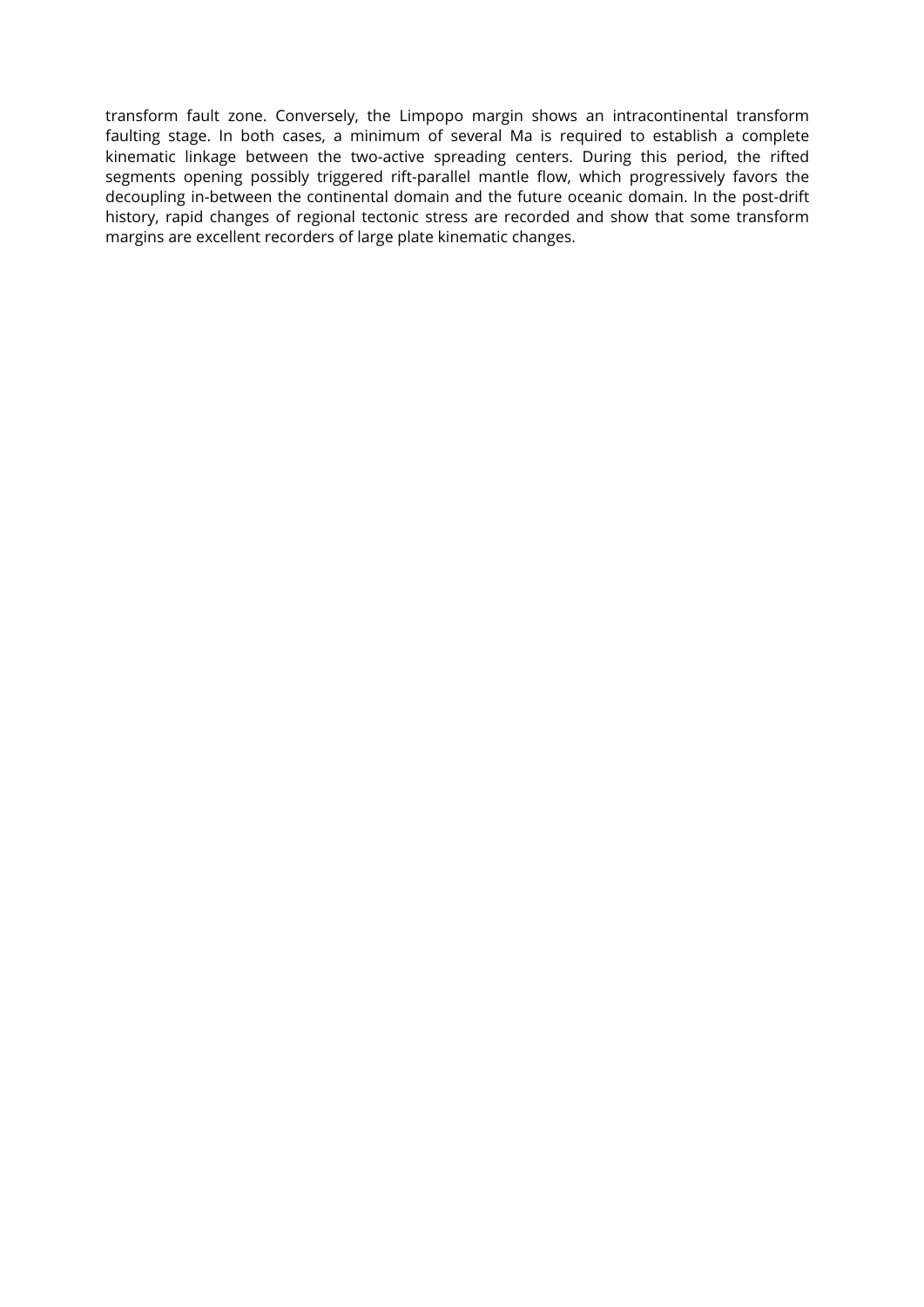transform fault zone. Conversely, the Limpopo margin shows an intracontinental transform faulting stage. In both cases, a minimum of several Ma is required to establish a complete kinematic linkage between the two-active spreading centers. During this period, the rifted segments opening possibly triggered rift-parallel mantle flow, which progressively favors the decoupling in-between the continental domain and the future oceanic domain. In the post-drift history, rapid changes of regional tectonic stress are recorded and show that some transform margins are excellent recorders of large plate kinematic changes.